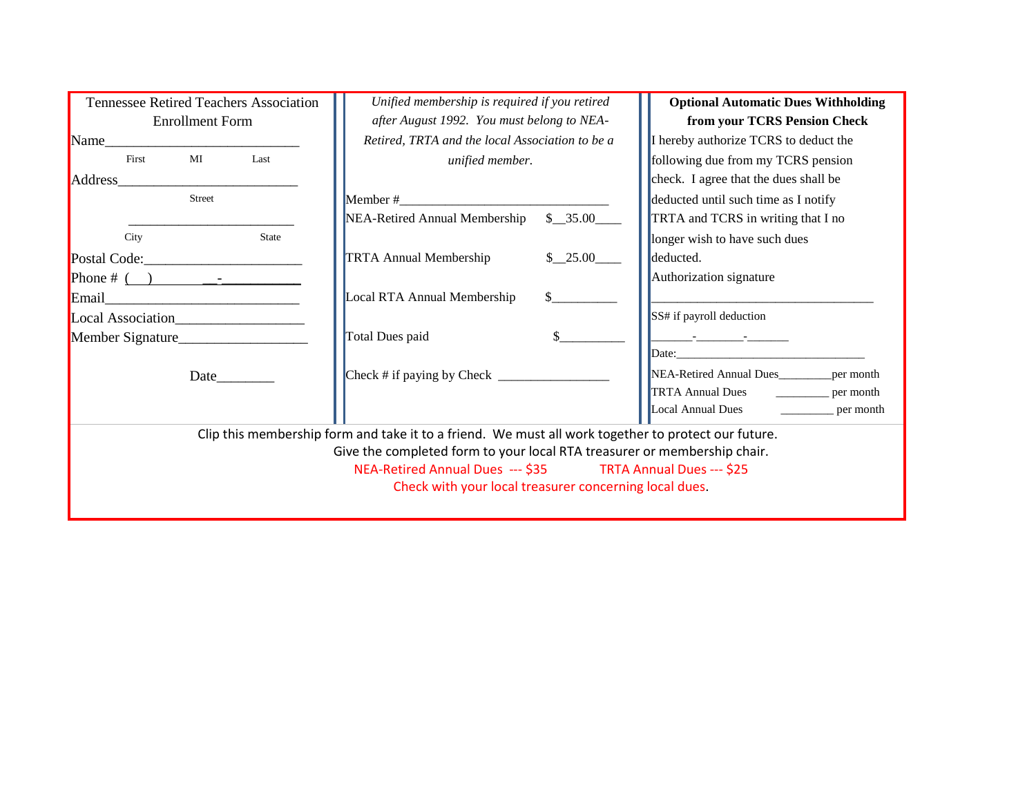## Tennessee Retired Teachers Association Enrollment Form

Name___________________________

First MI Last

Address________________________

Street

________________________

City State

Postal Code:_____________________

Phone # ( ) __-__________

Email___________________________

Local Association_________________

Member Signature_________________

Date________

*Unified membership is required if you retired after August 1992. You must belong to NEA-Retired, TRTA and the local Association to be a unified member.*

Member #_____________________________

NEA-Retired Annual Membership $__35.00____

TRTA Annual Membership $__25.00____

Local RTA Annual Membership $_________

Total Dues paid $_________

Check # if paying by Check ________________

**Optional Automatic Dues Withholding from your TCRS Pension Check**

I hereby authorize TCRS to deduct the following due from my TCRS pension check. I agree that the dues shall be deducted until such time as I notify TRTA and TCRS in writing that I no longer wish to have such dues deducted.

Authorization signature

_________________________________

SS# if payroll deduction

______-_______-______

Date:____________________________

NEA-Retired Annual Dues________per month

TRTA Annual Dues ________ per month

Local Annual Dues ________ per month

Clip this membership form and take it to a friend. We must all work together to protect our future.

Give the completed form to your local RTA treasurer or membership chair.

NEA-Retired Annual Dues --- $35 TRTA Annual Dues --- $25

Check with your local treasurer concerning local dues.